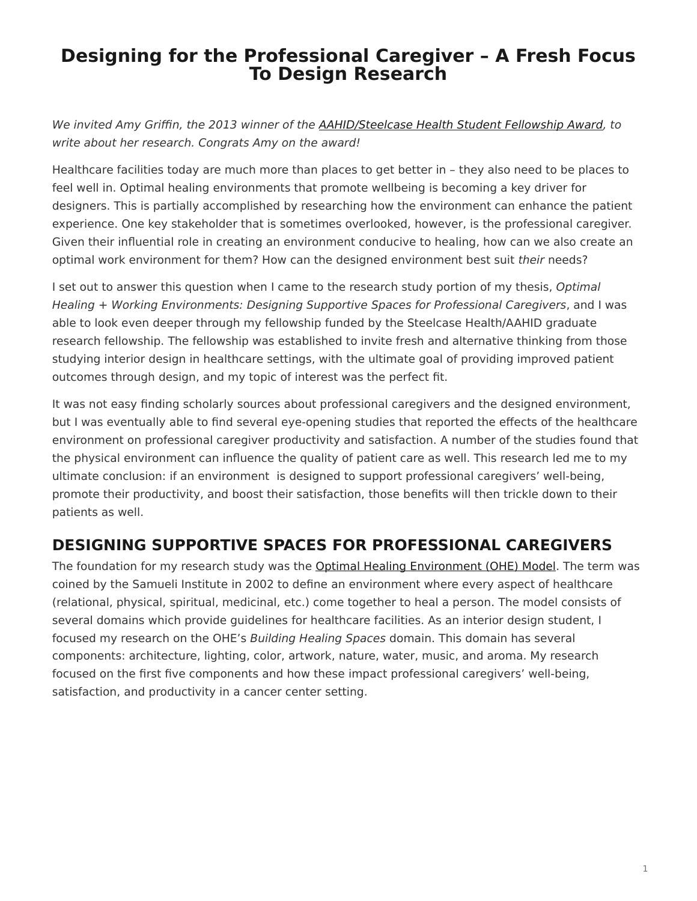# Designing for the Professional Caregiver – A Fresh Focus To Design Research

*We invited Amy Griffin, the 2013 winner of the AAHID/Steelcase Health Student Fellowship Award, to write about her research. Congrats Amy on the award!*

Healthcare facilities today are much more than places to get better in – they also need to be places to feel well in. Optimal healing environments that promote wellbeing is becoming a key driver for designers. This is partially accomplished by researching how the environment can enhance the patient experience. One key stakeholder that is sometimes overlooked, however, is the professional caregiver. Given their influential role in creating an environment conducive to healing, how can we also create an optimal work environment for them? How can the designed environment best suit *their* needs?

I set out to answer this question when I came to the research study portion of my thesis, *Optimal Healing + Working Environments: Designing Supportive Spaces for Professional Caregivers*, and I was able to look even deeper through my fellowship funded by the Steelcase Health/AAHID graduate research fellowship. The fellowship was established to invite fresh and alternative thinking from those studying interior design in healthcare settings, with the ultimate goal of providing improved patient outcomes through design, and my topic of interest was the perfect fit.

It was not easy finding scholarly sources about professional caregivers and the designed environment, but I was eventually able to find several eye-opening studies that reported the effects of the healthcare environment on professional caregiver productivity and satisfaction. A number of the studies found that the physical environment can influence the quality of patient care as well. This research led me to my ultimate conclusion: if an environment is designed to support professional caregivers' well-being, promote their productivity, and boost their satisfaction, those benefits will then trickle down to their patients as well.

## DESIGNING SUPPORTIVE SPACES FOR PROFESSIONAL CAREGIVERS

The foundation for my research study was the Optimal Healing Environment (OHE) Model. The term was coined by the Samueli Institute in 2002 to define an environment where every aspect of healthcare (relational, physical, spiritual, medicinal, etc.) come together to heal a person. The model consists of several domains which provide guidelines for healthcare facilities. As an interior design student, I focused my research on the OHE's *Building Healing Spaces* domain. This domain has several components: architecture, lighting, color, artwork, nature, water, music, and aroma. My research focused on the first five components and how these impact professional caregivers' well-being, satisfaction, and productivity in a cancer center setting.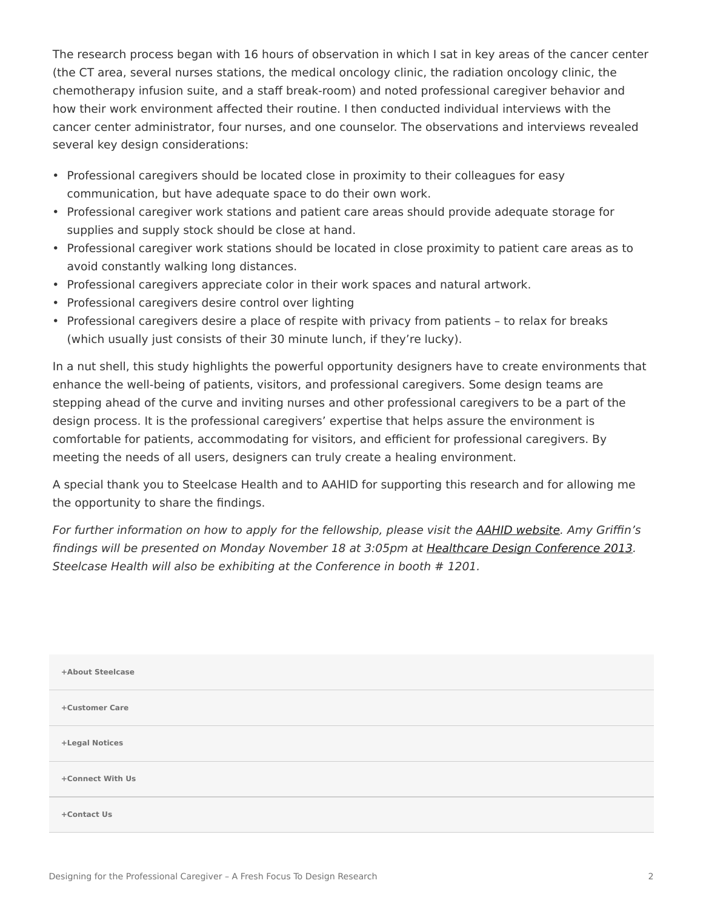The research process began with 16 hours of observation in which I sat in key areas of the cancer center (the CT area, several nurses stations, the medical oncology clinic, the radiation oncology clinic, the chemotherapy infusion suite, and a staff break-room) and noted professional caregiver behavior and how their work environment affected their routine. I then conducted individual interviews with the cancer center administrator, four nurses, and one counselor. The observations and interviews revealed several key design considerations:

- Professional caregivers should be located close in proximity to their colleagues for easy communication, but have adequate space to do their own work.
- Professional caregiver work stations and patient care areas should provide adequate storage for supplies and supply stock should be close at hand.
- Professional caregiver work stations should be located in close proximity to patient care areas as to avoid constantly walking long distances.
- Professional caregivers appreciate color in their work spaces and natural artwork.
- Professional caregivers desire control over lighting
- Professional caregivers desire a place of respite with privacy from patients – to relax for breaks (which usually just consists of their 30 minute lunch, if they're lucky).

In a nut shell, this study highlights the powerful opportunity designers have to create environments that enhance the well-being of patients, visitors, and professional caregivers. Some design teams are stepping ahead of the curve and inviting nurses and other professional caregivers to be a part of the design process. It is the professional caregivers' expertise that helps assure the environment is comfortable for patients, accommodating for visitors, and efficient for professional caregivers. By meeting the needs of all users, designers can truly create a healing environment.

A special thank you to Steelcase Health and to AAHID for supporting this research and for allowing me the opportunity to share the findings.

*For further information on how to apply for the fellowship, please visit the AAHID website. Amy Griffin's findings will be presented on Monday November 18 at 3:05pm at Healthcare Design Conference 2013. Steelcase Health will also be exhibiting at the Conference in booth # 1201.*

**+About Steelcase**

**+Customer Care**

**+Legal Notices**

**+Connect With Us**

**+Contact Us**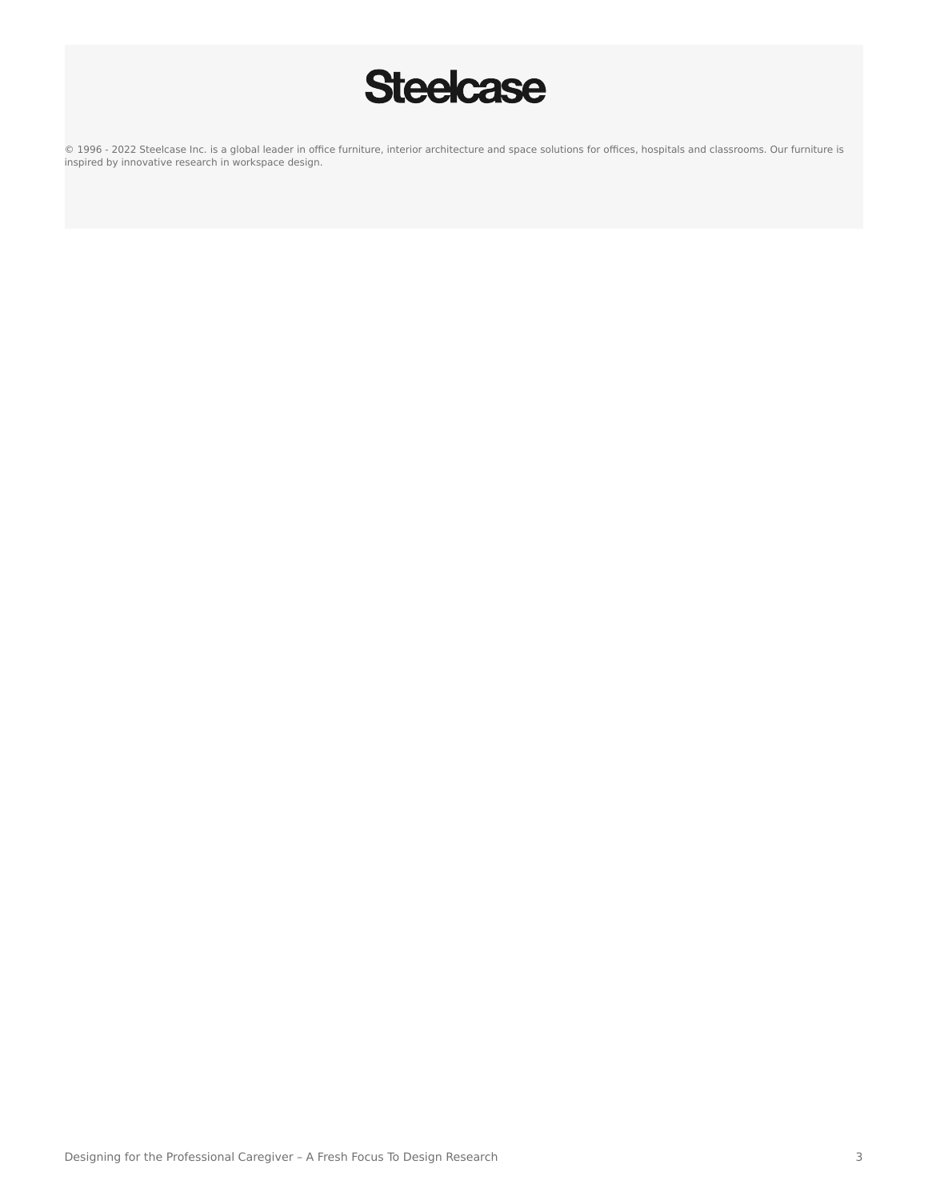Steelcase

© 1996 - 2022 Steelcase Inc. is a global leader in office furniture, interior architecture and space solutions for offices, hospitals and classrooms. Our furniture is inspired by innovative research in workspace design.